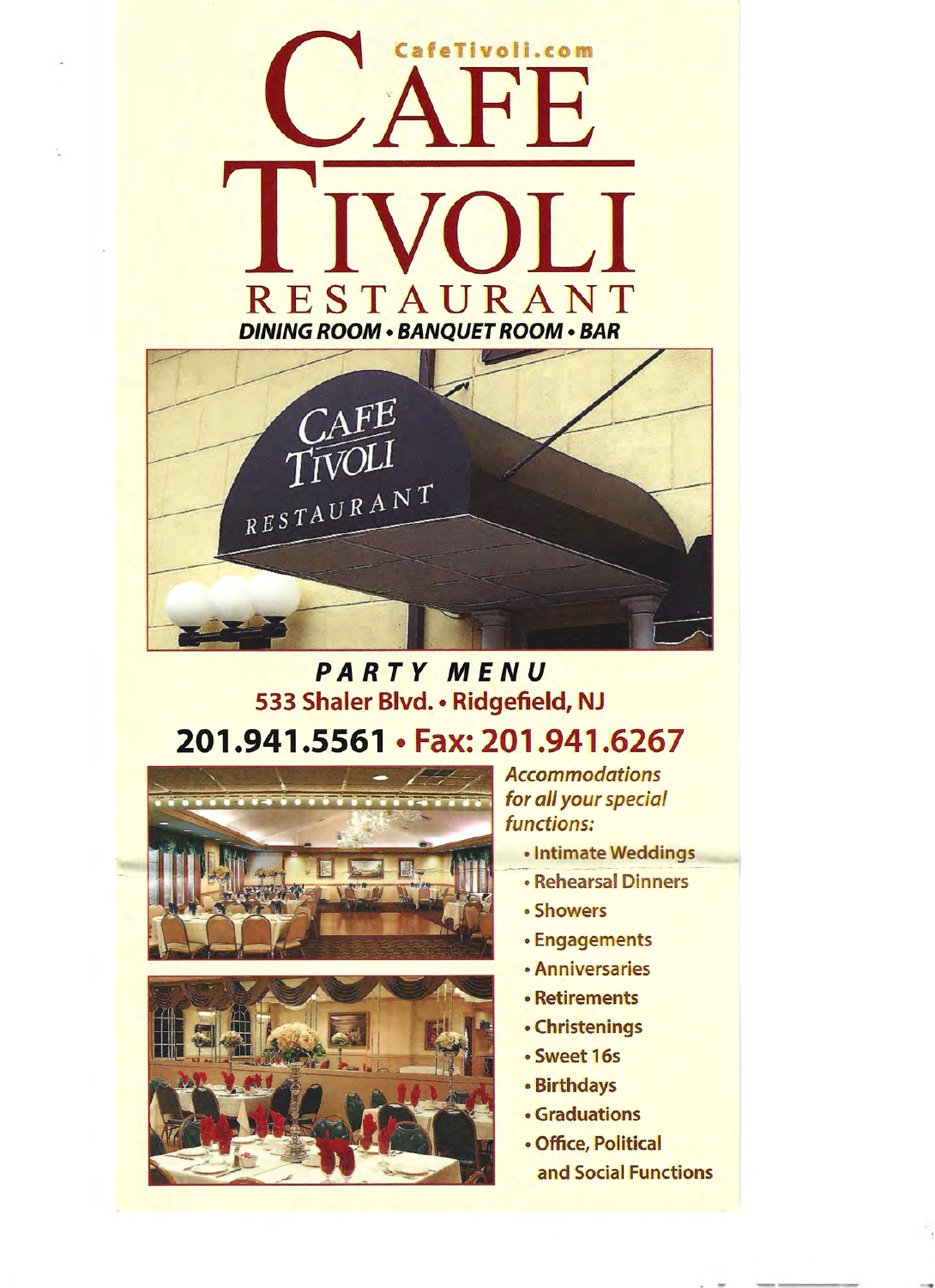CafeTivoli.com

# CAFE TIVOLI RESTAURANT

***DINING ROOM • BANQUET ROOM • BAR***

## *PARTY MENU*

**533 Shaler Blvd. • Ridgefield, NJ**

**201.941.5561 • Fax: 201.941.6267**

*Accommodations for all your special functions:*

- Intimate Weddings
- Rehearsal Dinners
- Showers
- Engagements
- Anniversaries
- Retirements
- Christenings
- Sweet 16s
- Birthdays
- Graduations
- Office, Political and Social Functions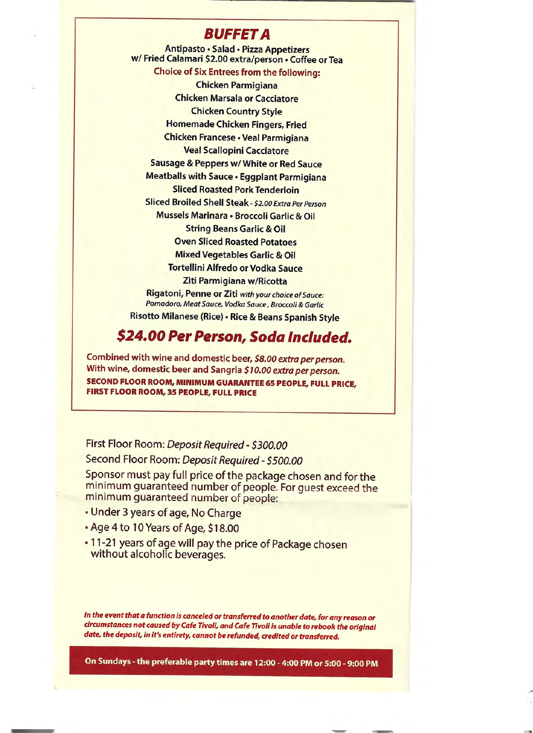## BUFFET A

**Antipasto • Salad • Pizza Appetizers**
**w/ Fried Calamari $2.00 extra/person • Coffee or Tea**

**Choice of Six Entrees from the following:**

**Chicken Parmigiana**
**Chicken Marsala or Cacciatore**
**Chicken Country Style**
**Homemade Chicken Fingers, Fried**
**Chicken Francese • Veal Parmigiana**
**Veal Scallopini Cacciatore**
**Sausage & Peppers w/ White or Red Sauce**
**Meatballs with Sauce • Eggplant Parmigiana**
**Sliced Roasted Pork Tenderloin**
**Sliced Broiled Shell Steak** - *$2.00 Extra Per Person*
**Mussels Marinara • Broccoli Garlic & Oil**
**String Beans Garlic & Oil**
**Oven Sliced Roasted Potatoes**
**Mixed Vegetables Garlic & Oil**
**Tortellini Alfredo or Vodka Sauce**
**Ziti Parmigiana w/Ricotta**
**Rigatoni, Penne or Ziti** *with your choice of Sauce: Pomodoro, Meat Sauce, Vodka Sauce, Broccoli & Garlic*
**Risotto Milanese (Rice) • Rice & Beans Spanish Style**

### *$24.00 Per Person, Soda Included.*

**Combined with wine and domestic beer, *$8.00 extra per person.***
**With wine, domestic beer and Sangria *$10.00 extra per person.***
**SECOND FLOOR ROOM, MINIMUM GUARANTEE 65 PEOPLE, FULL PRICE, FIRST FLOOR ROOM, 35 PEOPLE, FULL PRICE**

First Floor Room: *Deposit Required - $300.00*

Second Floor Room: *Deposit Required - $500.00*

Sponsor must pay full price of the package chosen and for the minimum guaranteed number of people. For guest exceed the minimum guaranteed number of people:

- Under 3 years of age, No Charge
- Age 4 to 10 Years of Age, $18.00
- 11-21 years of age will pay the price of Package chosen without alcoholic beverages.

***In the event that a function is canceled or transferred to another date, for any reason or circumstances not caused by Cafe Tivoli, and Cafe Tivoli is unable to rebook the original date, the deposit, in it's entirety, cannot be refunded, credited or transferred.***

**On Sundays - the preferable party times are 12:00 - 4:00 PM or 5:00 - 9:00 PM**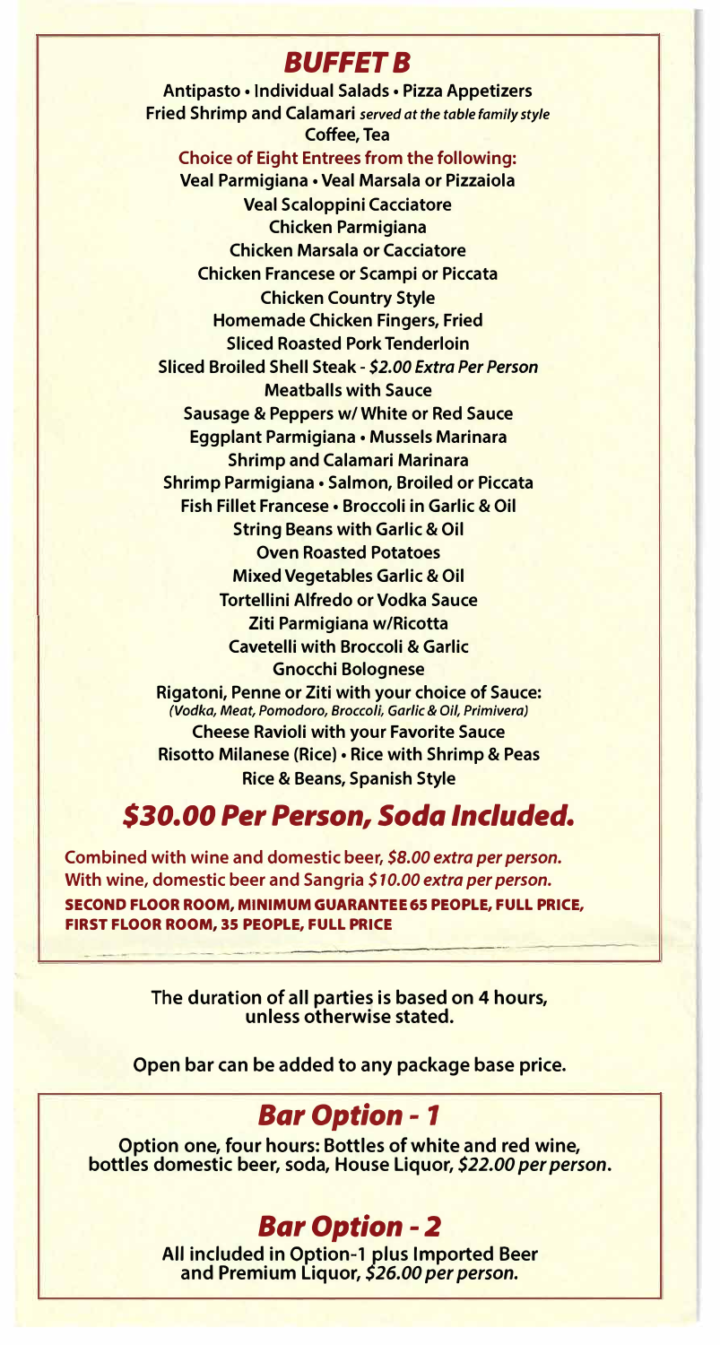## *BUFFET B*

**Antipasto • Individual Salads • Pizza Appetizers**
**Fried Shrimp and Calamari** *served at the table family style*
**Coffee, Tea**

**Choice of Eight Entrees from the following:**

**Veal Parmigiana • Veal Marsala or Pizzaiola**
**Veal Scaloppini Cacciatore**
**Chicken Parmigiana**
**Chicken Marsala or Cacciatore**
**Chicken Francese or Scampi or Piccata**
**Chicken Country Style**
**Homemade Chicken Fingers, Fried**
**Sliced Roasted Pork Tenderloin**
**Sliced Broiled Shell Steak -** ***$2.00 Extra Per Person***
**Meatballs with Sauce**
**Sausage & Peppers w/ White or Red Sauce**
**Eggplant Parmigiana • Mussels Marinara**
**Shrimp and Calamari Marinara**
**Shrimp Parmigiana • Salmon, Broiled or Piccata**
**Fish Fillet Francese • Broccoli in Garlic & Oil**
**String Beans with Garlic & Oil**
**Oven Roasted Potatoes**
**Mixed Vegetables Garlic & Oil**
**Tortellini Alfredo or Vodka Sauce**
**Ziti Parmigiana w/Ricotta**
**Cavetelli with Broccoli & Garlic**
**Gnocchi Bolognese**
**Rigatoni, Penne or Ziti with your choice of Sauce:**
*(Vodka, Meat, Pomodoro, Broccoli, Garlic & Oil, Primivera)*
**Cheese Ravioli with your Favorite Sauce**
**Risotto Milanese (Rice) • Rice with Shrimp & Peas**
**Rice & Beans, Spanish Style**

## *$30.00 Per Person, Soda Included.*

**Combined with wine and domestic beer,** ***$8.00 extra per person.***
**With wine, domestic beer and Sangria** ***$10.00 extra per person.***
**SECOND FLOOR ROOM, MINIMUM GUARANTEE 65 PEOPLE, FULL PRICE, FIRST FLOOR ROOM, 35 PEOPLE, FULL PRICE**

**The duration of all parties is based on 4 hours, unless otherwise stated.**

**Open bar can be added to any package base price.**

## *Bar Option - 1*

**Option one, four hours: Bottles of white and red wine, bottles domestic beer, soda, House Liquor,** ***$22.00 per person.***

## *Bar Option - 2*

**All included in Option-1 plus Imported Beer and Premium Liquor,** ***$26.00 per person.***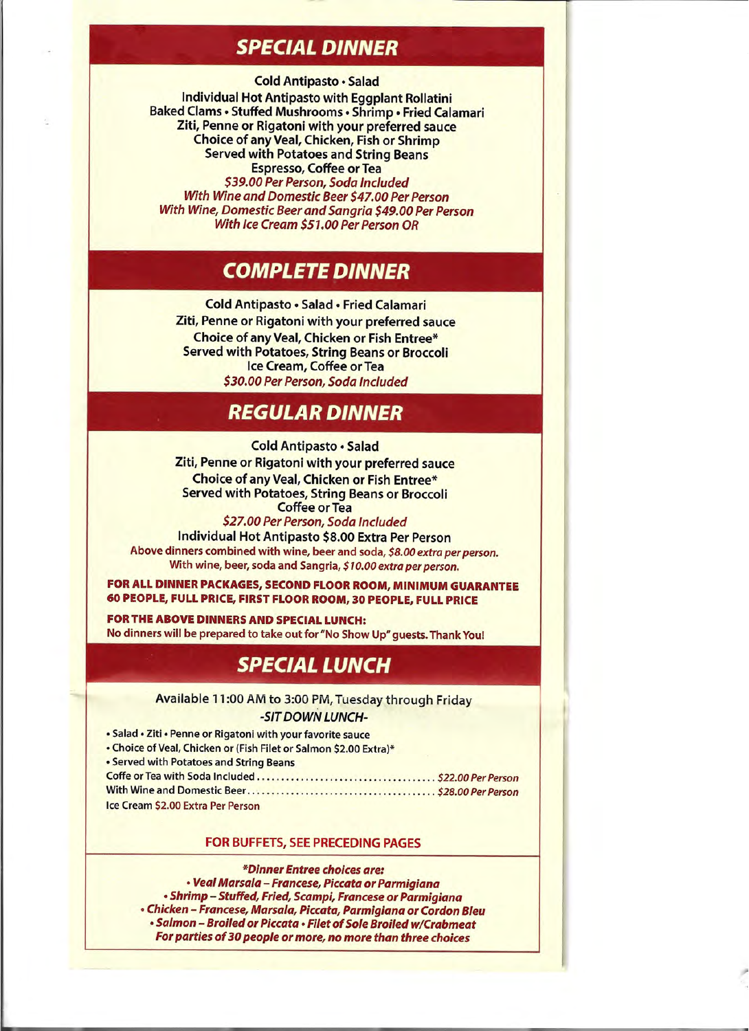## SPECIAL DINNER

**Cold Antipasto • Salad**
**Individual Hot Antipasto with Eggplant Rollatini**
**Baked Clams • Stuffed Mushrooms • Shrimp • Fried Calamari**
**Ziti, Penne or Rigatoni with your preferred sauce**
**Choice of any Veal, Chicken, Fish or Shrimp**
**Served with Potatoes and String Beans**
**Espresso, Coffee or Tea**
*$39.00 Per Person, Soda Included*
*With Wine and Domestic Beer $47.00 Per Person*
*With Wine, Domestic Beer and Sangria $49.00 Per Person*
*With Ice Cream $51.00 Per Person OR*

## COMPLETE DINNER

**Cold Antipasto • Salad • Fried Calamari**
**Ziti, Penne or Rigatoni with your preferred sauce**
**Choice of any Veal, Chicken or Fish Entree***
**Served with Potatoes, String Beans or Broccoli**
**Ice Cream, Coffee or Tea**
*$30.00 Per Person, Soda Included*

## REGULAR DINNER

**Cold Antipasto • Salad**
**Ziti, Penne or Rigatoni with your preferred sauce**
**Choice of any Veal, Chicken or Fish Entree***
**Served with Potatoes, String Beans or Broccoli**
**Coffee or Tea**
*$27.00 Per Person, Soda Included*
**Individual Hot Antipasto $8.00 Extra Per Person**

Above dinners combined with wine, beer and soda, *$8.00 extra per person.*
With wine, beer, soda and Sangria, *$10.00 extra per person.*

**FOR ALL DINNER PACKAGES, SECOND FLOOR ROOM, MINIMUM GUARANTEE 60 PEOPLE, FULL PRICE, FIRST FLOOR ROOM, 30 PEOPLE, FULL PRICE**

**FOR THE ABOVE DINNERS AND SPECIAL LUNCH:**
No dinners will be prepared to take out for "No Show Up" guests. Thank You!

## SPECIAL LUNCH

Available 11:00 AM to 3:00 PM, Tuesday through Friday
*-SIT DOWN LUNCH-*

- Salad • Ziti • Penne or Rigatoni with your favorite sauce
- Choice of Veal, Chicken or (Fish Filet or Salmon $2.00 Extra)*
- Served with Potatoes and String Beans

Coffe or Tea with Soda Included .................................... *$22.00 Per Person*
With Wine and Domestic Beer ...................................... *$28.00 Per Person*
Ice Cream $2.00 Extra Per Person

**FOR BUFFETS, SEE PRECEDING PAGES**

***Dinner Entree choices are:***
***• Veal Marsala – Francese, Piccata or Parmigiana***
***• Shrimp – Stuffed, Fried, Scampi, Francese or Parmigiana***
***• Chicken – Francese, Marsala, Piccata, Parmigiana or Cordon Bleu***
***• Salmon – Broiled or Piccata • Filet of Sole Broiled w/Crabmeat***
***For parties of 30 people or more, no more than three choices***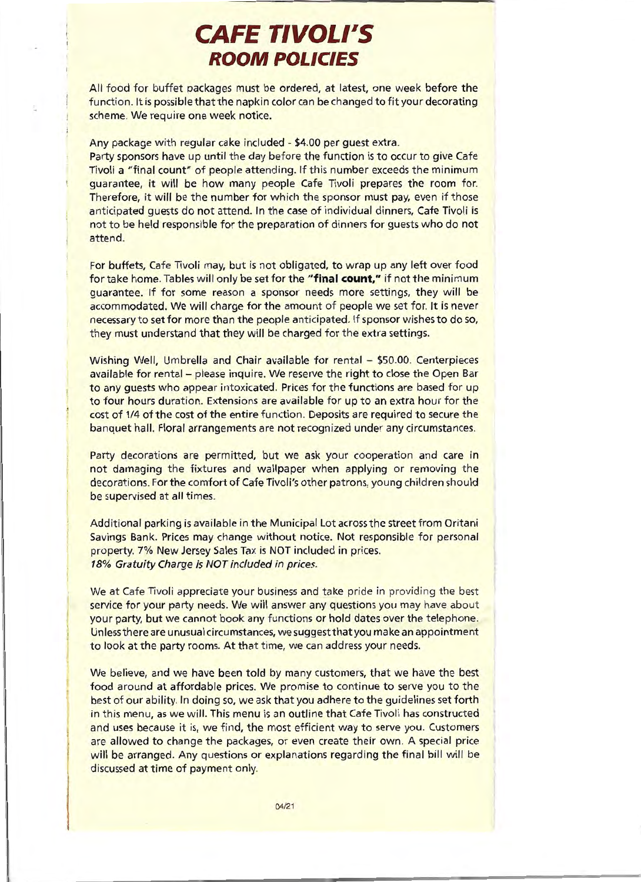# CAFE TIVOLI'S

## ROOM POLICIES

All food for buffet packages must be ordered, at latest, one week before the function. It is possible that the napkin color can be changed to fit your decorating scheme. We require one week notice.

Any package with regular cake included - $4.00 per guest extra.
Party sponsors have up until the day before the function is to occur to give Cafe Tivoli a "final count" of people attending. If this number exceeds the minimum guarantee, it will be how many people Cafe Tivoli prepares the room for. Therefore, it will be the number for which the sponsor must pay, even if those anticipated guests do not attend. In the case of individual dinners, Cafe Tivoli is not to be held responsible for the preparation of dinners for guests who do not attend.

For buffets, Cafe Tivoli may, but is not obligated, to wrap up any left over food for take home. Tables will only be set for the **"final count,"** if not the minimum guarantee. If for some reason a sponsor needs more settings, they will be accommodated. We will charge for the amount of people we set for. It is never necessary to set for more than the people anticipated. If sponsor wishes to do so, they must understand that they will be charged for the extra settings.

Wishing Well, Umbrella and Chair available for rental – $50.00. Centerpieces available for rental – please inquire. We reserve the right to close the Open Bar to any guests who appear intoxicated. Prices for the functions are based for up to four hours duration. Extensions are available for up to an extra hour for the cost of 1/4 of the cost of the entire function. Deposits are required to secure the banquet hall. Floral arrangements are not recognized under any circumstances.

Party decorations are permitted, but we ask your cooperation and care in not damaging the fixtures and wallpaper when applying or removing the decorations. For the comfort of Cafe Tivoli's other patrons, young children should be supervised at all times.

Additional parking is available in the Municipal Lot across the street from Oritani Savings Bank. Prices may change without notice. Not responsible for personal property. 7% New Jersey Sales Tax is NOT included in prices.
*18% Gratuity Charge is NOT included in prices.*

We at Cafe Tivoli appreciate your business and take pride in providing the best service for your party needs. We will answer any questions you may have about your party, but we cannot book any functions or hold dates over the telephone. Unless there are unusual circumstances, we suggest that you make an appointment to look at the party rooms. At that time, we can address your needs.

We believe, and we have been told by many customers, that we have the best food around at affordable prices. We promise to continue to serve you to the best of our ability. In doing so, we ask that you adhere to the guidelines set forth in this menu, as we will. This menu is an outline that Cafe Tivoli has constructed and uses because it is, we find, the most efficient way to serve you. Customers are allowed to change the packages, or even create their own. A special price will be arranged. Any questions or explanations regarding the final bill will be discussed at time of payment only.

04/21